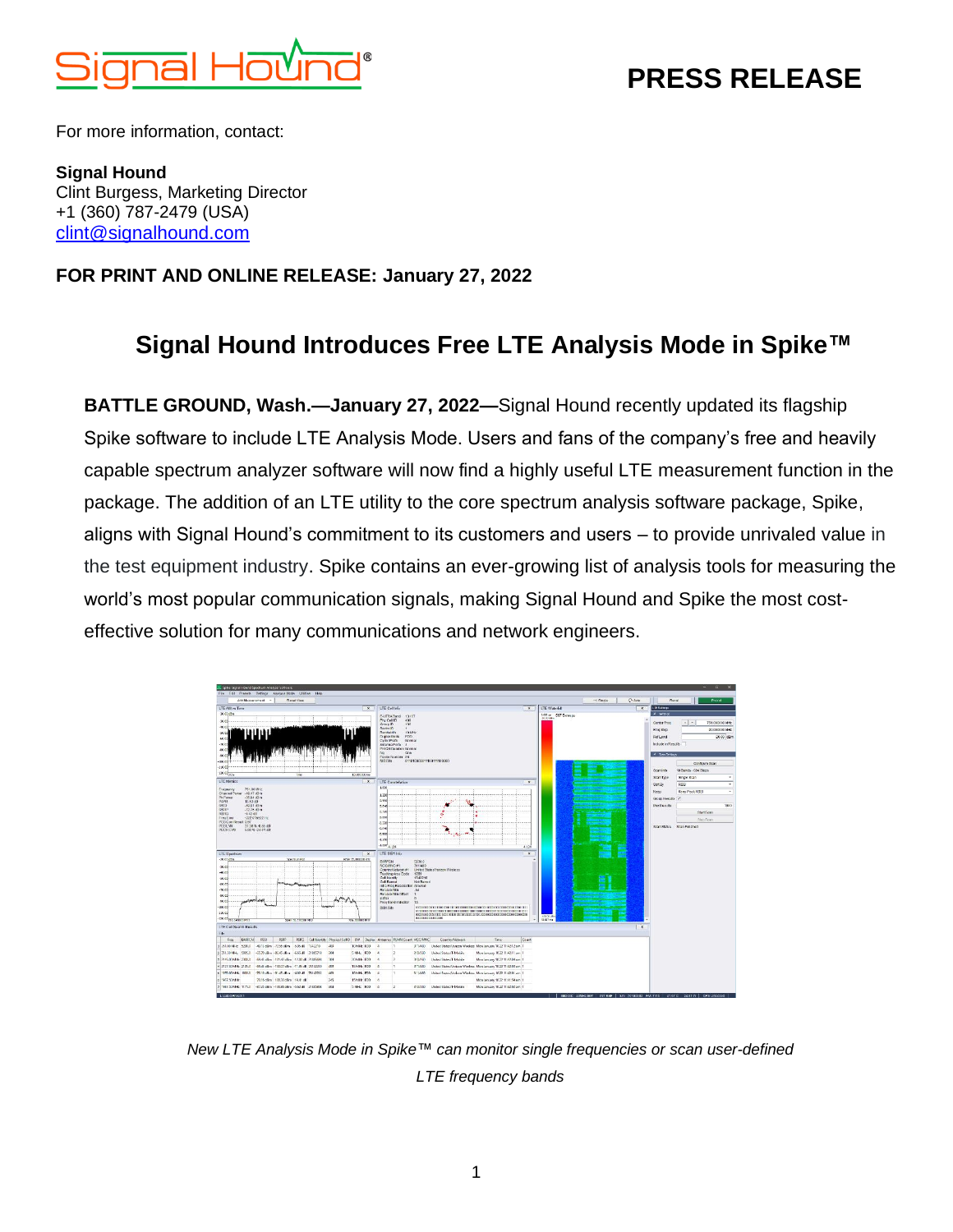# PRESS RELEASE

For more information, contact:

**Signal Hound**
Clint Burgess, Marketing Director
+1 (360) 787-2479 (USA)
clint@signalhound.com

**FOR PRINT AND ONLINE RELEASE: January 27, 2022**

## Signal Hound Introduces Free LTE Analysis Mode in Spike™

**BATTLE GROUND, Wash.—January 27, 2022—**Signal Hound recently updated its flagship Spike software to include LTE Analysis Mode. Users and fans of the company's free and heavily capable spectrum analyzer software will now find a highly useful LTE measurement function in the package. The addition of an LTE utility to the core spectrum analysis software package, Spike, aligns with Signal Hound's commitment to its customers and users – to provide unrivaled value in the test equipment industry. Spike contains an ever-growing list of analysis tools for measuring the world's most popular communication signals, making Signal Hound and Spike the most cost-effective solution for many communications and network engineers.

*New LTE Analysis Mode in Spike™ can monitor single frequencies or scan user-defined LTE frequency bands*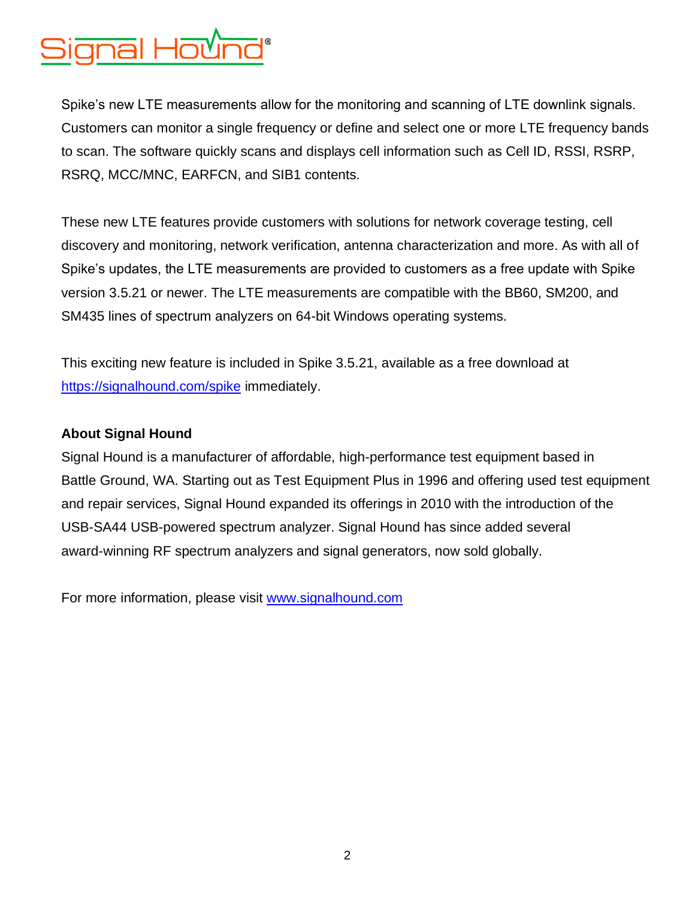Spike's new LTE measurements allow for the monitoring and scanning of LTE downlink signals. Customers can monitor a single frequency or define and select one or more LTE frequency bands to scan. The software quickly scans and displays cell information such as Cell ID, RSSI, RSRP, RSRQ, MCC/MNC, EARFCN, and SIB1 contents.

These new LTE features provide customers with solutions for network coverage testing, cell discovery and monitoring, network verification, antenna characterization and more. As with all of Spike's updates, the LTE measurements are provided to customers as a free update with Spike version 3.5.21 or newer. The LTE measurements are compatible with the BB60, SM200, and SM435 lines of spectrum analyzers on 64-bit Windows operating systems.

This exciting new feature is included in Spike 3.5.21, available as a free download at https://signalhound.com/spike immediately.

**About Signal Hound**

Signal Hound is a manufacturer of affordable, high-performance test equipment based in Battle Ground, WA. Starting out as Test Equipment Plus in 1996 and offering used test equipment and repair services, Signal Hound expanded its offerings in 2010 with the introduction of the USB-SA44 USB-powered spectrum analyzer. Signal Hound has since added several award-winning RF spectrum analyzers and signal generators, now sold globally.

For more information, please visit www.signalhound.com